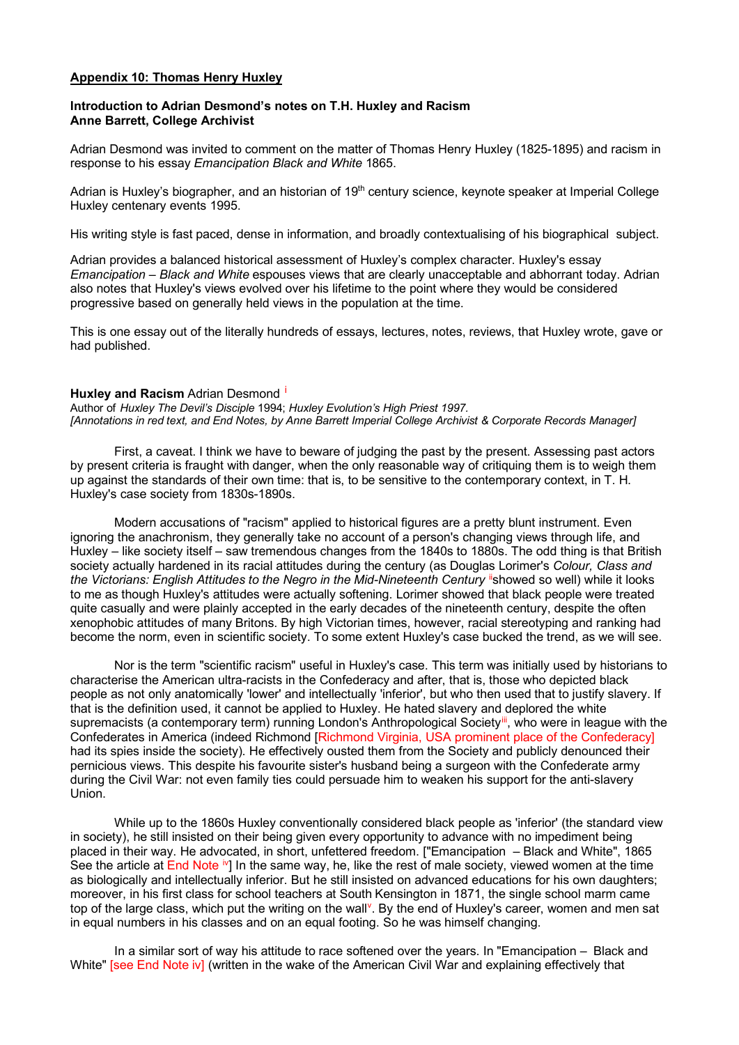**Appendix 10: Thomas Henry Huxley**

**Introduction to Adrian Desmond's notes on T.H. Huxley and Racism**
**Anne Barrett, College Archivist**

Adrian Desmond was invited to comment on the matter of Thomas Henry Huxley (1825-1895) and racism in response to his essay *Emancipation Black and White* 1865.

Adrian is Huxley's biographer, and an historian of 19th century science, keynote speaker at Imperial College Huxley centenary events 1995.

His writing style is fast paced, dense in information, and broadly contextualising of his biographical subject.

Adrian provides a balanced historical assessment of Huxley's complex character. Huxley's essay *Emancipation – Black and White* espouses views that are clearly unacceptable and abhorrant today. Adrian also notes that Huxley's views evolved over his lifetime to the point where they would be considered progressive based on generally held views in the population at the time.

This is one essay out of the literally hundreds of essays, lectures, notes, reviews, that Huxley wrote, gave or had published.

**Huxley and Racism** Adrian Desmond [i]
Author of *Huxley The Devil's Disciple* 1994; *Huxley Evolution's High Priest 1997.*
*[Annotations in red text, and End Notes, by Anne Barrett Imperial College Archivist & Corporate Records Manager]*

First, a caveat. I think we have to beware of judging the past by the present. Assessing past actors by present criteria is fraught with danger, when the only reasonable way of critiquing them is to weigh them up against the standards of their own time: that is, to be sensitive to the contemporary context, in T. H. Huxley's case society from 1830s-1890s.

Modern accusations of "racism" applied to historical figures are a pretty blunt instrument. Even ignoring the anachronism, they generally take no account of a person's changing views through life, and Huxley – like society itself – saw tremendous changes from the 1840s to 1880s. The odd thing is that British society actually hardened in its racial attitudes during the century (as Douglas Lorimer's *Colour, Class and the Victorians: English Attitudes to the Negro in the Mid-Nineteenth Century* [ii]showed so well) while it looks to me as though Huxley's attitudes were actually softening. Lorimer showed that black people were treated quite casually and were plainly accepted in the early decades of the nineteenth century, despite the often xenophobic attitudes of many Britons. By high Victorian times, however, racial stereotyping and ranking had become the norm, even in scientific society. To some extent Huxley's case bucked the trend, as we will see.

Nor is the term "scientific racism" useful in Huxley's case. This term was initially used by historians to characterise the American ultra-racists in the Confederacy and after, that is, those who depicted black people as not only anatomically 'lower' and intellectually 'inferior', but who then used that to justify slavery. If that is the definition used, it cannot be applied to Huxley. He hated slavery and deplored the white supremacists (a contemporary term) running London's Anthropological Society[iii], who were in league with the Confederates in America (indeed Richmond [Richmond Virginia, USA prominent place of the Confederacy] had its spies inside the society). He effectively ousted them from the Society and publicly denounced their pernicious views. This despite his favourite sister's husband being a surgeon with the Confederate army during the Civil War: not even family ties could persuade him to weaken his support for the anti-slavery Union.

While up to the 1860s Huxley conventionally considered black people as 'inferior' (the standard view in society), he still insisted on their being given every opportunity to advance with no impediment being placed in their way. He advocated, in short, unfettered freedom. ["Emancipation – Black and White", 1865 See the article at End Note [iv]] In the same way, he, like the rest of male society, viewed women at the time as biologically and intellectually inferior. But he still insisted on advanced educations for his own daughters; moreover, in his first class for school teachers at South Kensington in 1871, the single school marm came top of the large class, which put the writing on the wall[v]. By the end of Huxley's career, women and men sat in equal numbers in his classes and on an equal footing. So he was himself changing.

In a similar sort of way his attitude to race softened over the years. In "Emancipation – Black and White" [see End Note iv] (written in the wake of the American Civil War and explaining effectively that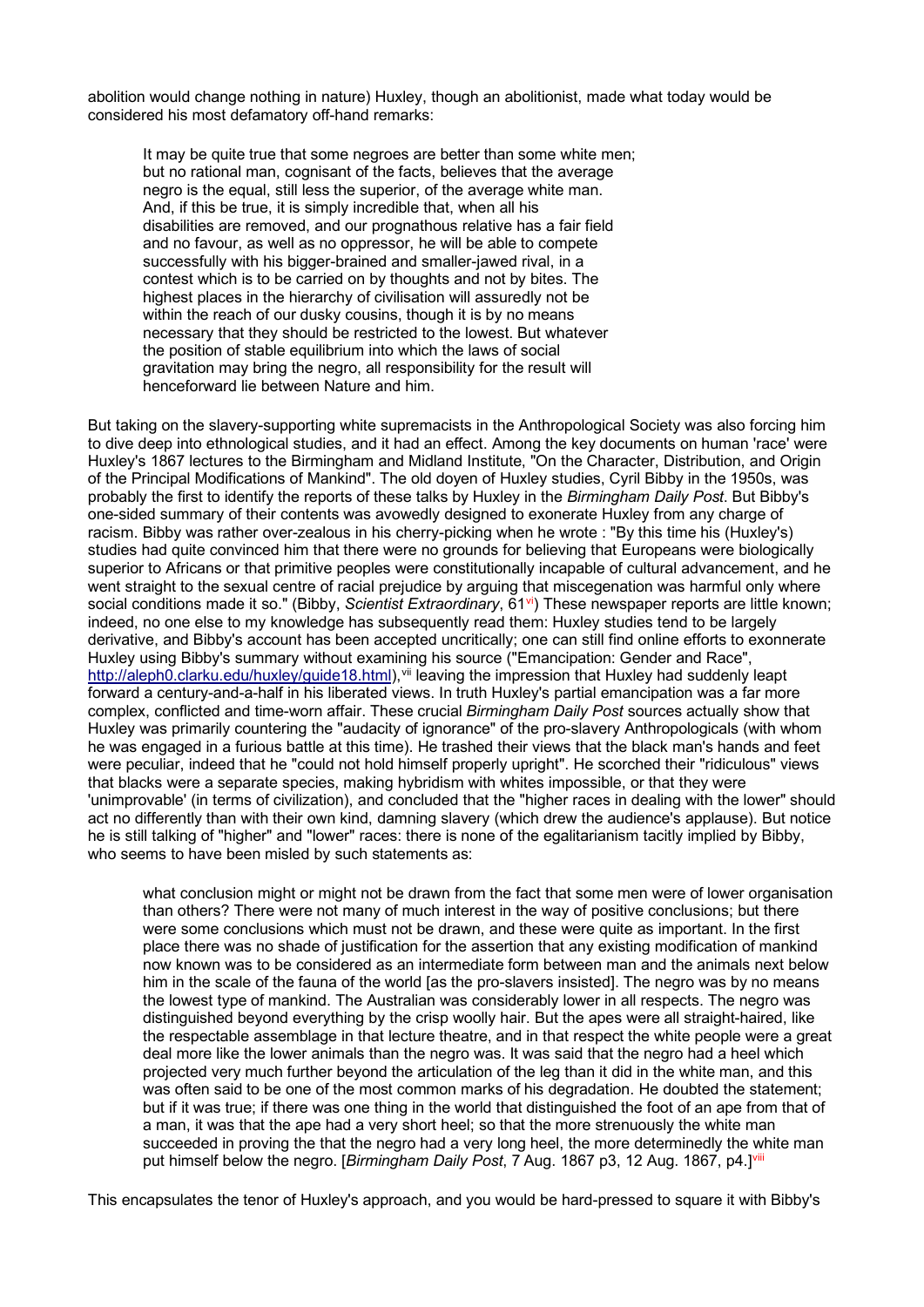abolition would change nothing in nature) Huxley, though an abolitionist, made what today would be considered his most defamatory off-hand remarks:

> It may be quite true that some negroes are better than some white men; but no rational man, cognisant of the facts, believes that the average negro is the equal, still less the superior, of the average white man. And, if this be true, it is simply incredible that, when all his disabilities are removed, and our prognathous relative has a fair field and no favour, as well as no oppressor, he will be able to compete successfully with his bigger-brained and smaller-jawed rival, in a contest which is to be carried on by thoughts and not by bites. The highest places in the hierarchy of civilisation will assuredly not be within the reach of our dusky cousins, though it is by no means necessary that they should be restricted to the lowest. But whatever the position of stable equilibrium into which the laws of social gravitation may bring the negro, all responsibility for the result will henceforward lie between Nature and him.

But taking on the slavery-supporting white supremacists in the Anthropological Society was also forcing him to dive deep into ethnological studies, and it had an effect. Among the key documents on human 'race' were Huxley's 1867 lectures to the Birmingham and Midland Institute, "On the Character, Distribution, and Origin of the Principal Modifications of Mankind". The old doyen of Huxley studies, Cyril Bibby in the 1950s, was probably the first to identify the reports of these talks by Huxley in the *Birmingham Daily Post*. But Bibby's one-sided summary of their contents was avowedly designed to exonerate Huxley from any charge of racism. Bibby was rather over-zealous in his cherry-picking when he wrote : "By this time his (Huxley's) studies had quite convinced him that there were no grounds for believing that Europeans were biologically superior to Africans or that primitive peoples were constitutionally incapable of cultural advancement, and he went straight to the sexual centre of racial prejudice by arguing that miscegenation was harmful only where social conditions made it so." (Bibby, *Scientist Extraordinary*, 61[vi]) These newspaper reports are little known; indeed, no one else to my knowledge has subsequently read them: Huxley studies tend to be largely derivative, and Bibby's account has been accepted uncritically; one can still find online efforts to exonerate Huxley using Bibby's summary without examining his source ("Emancipation: Gender and Race", http://aleph0.clarku.edu/huxley/guide18.html),[vii] leaving the impression that Huxley had suddenly leapt forward a century-and-a-half in his liberated views. In truth Huxley's partial emancipation was a far more complex, conflicted and time-worn affair. These crucial *Birmingham Daily Post* sources actually show that Huxley was primarily countering the "audacity of ignorance" of the pro-slavery Anthropologicals (with whom he was engaged in a furious battle at this time). He trashed their views that the black man's hands and feet were peculiar, indeed that he "could not hold himself properly upright". He scorched their "ridiculous" views that blacks were a separate species, making hybridism with whites impossible, or that they were 'unimprovable' (in terms of civilization), and concluded that the "higher races in dealing with the lower" should act no differently than with their own kind, damning slavery (which drew the audience's applause). But notice he is still talking of "higher" and "lower" races: there is none of the egalitarianism tacitly implied by Bibby, who seems to have been misled by such statements as:

> what conclusion might or might not be drawn from the fact that some men were of lower organisation than others? There were not many of much interest in the way of positive conclusions; but there were some conclusions which must not be drawn, and these were quite as important. In the first place there was no shade of justification for the assertion that any existing modification of mankind now known was to be considered as an intermediate form between man and the animals next below him in the scale of the fauna of the world [as the pro-slavers insisted]. The negro was by no means the lowest type of mankind. The Australian was considerably lower in all respects. The negro was distinguished beyond everything by the crisp woolly hair. But the apes were all straight-haired, like the respectable assemblage in that lecture theatre, and in that respect the white people were a great deal more like the lower animals than the negro was. It was said that the negro had a heel which projected very much further beyond the articulation of the leg than it did in the white man, and this was often said to be one of the most common marks of his degradation. He doubted the statement; but if it was true; if there was one thing in the world that distinguished the foot of an ape from that of a man, it was that the ape had a very short heel; so that the more strenuously the white man succeeded in proving the that the negro had a very long heel, the more determinedly the white man put himself below the negro. [*Birmingham Daily Post*, 7 Aug. 1867 p3, 12 Aug. 1867, p4.][viii]

This encapsulates the tenor of Huxley's approach, and you would be hard-pressed to square it with Bibby's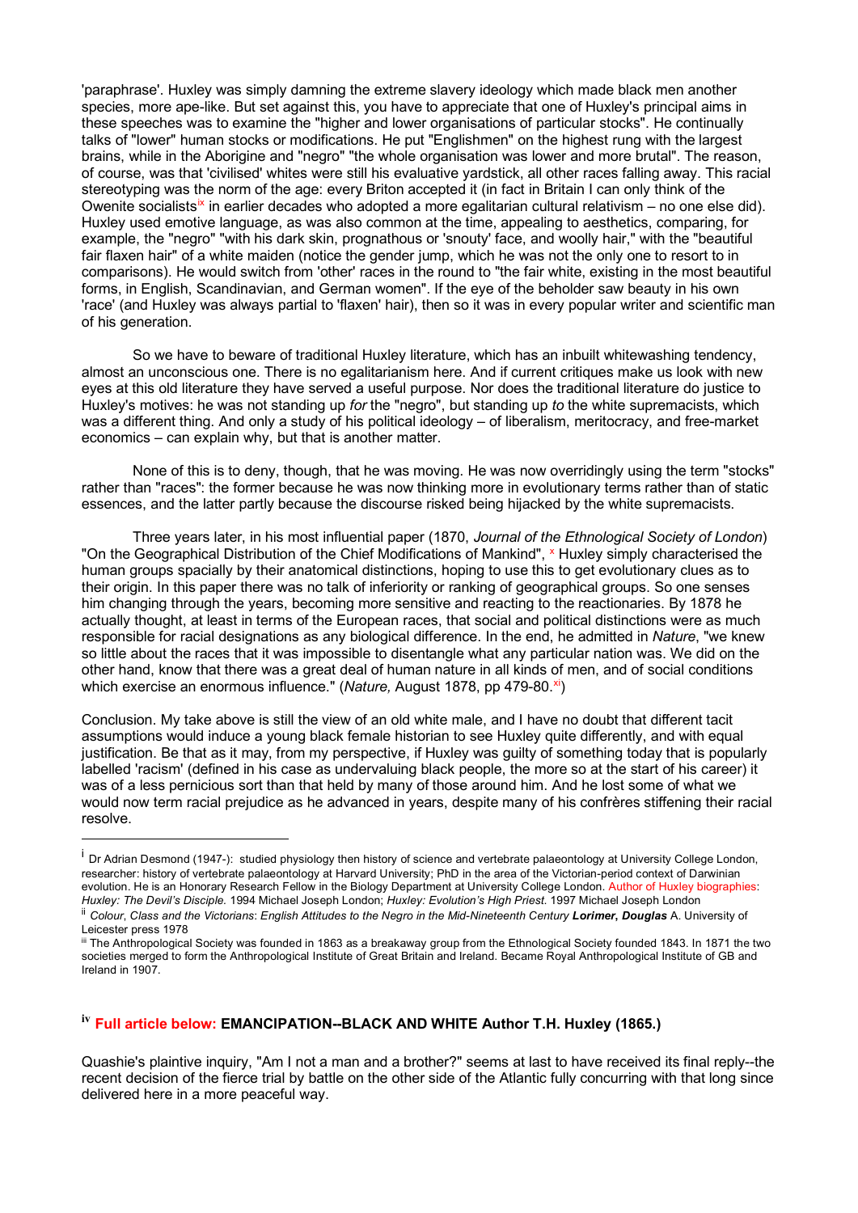'paraphrase'. Huxley was simply damning the extreme slavery ideology which made black men another species, more ape-like. But set against this, you have to appreciate that one of Huxley's principal aims in these speeches was to examine the "higher and lower organisations of particular stocks". He continually talks of "lower" human stocks or modifications. He put "Englishmen" on the highest rung with the largest brains, while in the Aborigine and "negro" "the whole organisation was lower and more brutal". The reason, of course, was that 'civilised' whites were still his evaluative yardstick, all other races falling away. This racial stereotyping was the norm of the age: every Briton accepted it (in fact in Britain I can only think of the Owenite socialists[ix] in earlier decades who adopted a more egalitarian cultural relativism – no one else did). Huxley used emotive language, as was also common at the time, appealing to aesthetics, comparing, for example, the "negro" "with his dark skin, prognathous or 'snouty' face, and woolly hair," with the "beautiful fair flaxen hair" of a white maiden (notice the gender jump, which he was not the only one to resort to in comparisons). He would switch from 'other' races in the round to "the fair white, existing in the most beautiful forms, in English, Scandinavian, and German women". If the eye of the beholder saw beauty in his own 'race' (and Huxley was always partial to 'flaxen' hair), then so it was in every popular writer and scientific man of his generation.

So we have to beware of traditional Huxley literature, which has an inbuilt whitewashing tendency, almost an unconscious one. There is no egalitarianism here. And if current critiques make us look with new eyes at this old literature they have served a useful purpose. Nor does the traditional literature do justice to Huxley's motives: he was not standing up *for* the "negro", but standing up *to* the white supremacists, which was a different thing. And only a study of his political ideology – of liberalism, meritocracy, and free-market economics – can explain why, but that is another matter.

None of this is to deny, though, that he was moving. He was now overridingly using the term "stocks" rather than "races": the former because he was now thinking more in evolutionary terms rather than of static essences, and the latter partly because the discourse risked being hijacked by the white supremacists.

Three years later, in his most influential paper (1870, *Journal of the Ethnological Society of London*) "On the Geographical Distribution of the Chief Modifications of Mankind", [x] Huxley simply characterised the human groups spacially by their anatomical distinctions, hoping to use this to get evolutionary clues as to their origin. In this paper there was no talk of inferiority or ranking of geographical groups. So one senses him changing through the years, becoming more sensitive and reacting to the reactionaries. By 1878 he actually thought, at least in terms of the European races, that social and political distinctions were as much responsible for racial designations as any biological difference. In the end, he admitted in *Nature*, "we knew so little about the races that it was impossible to disentangle what any particular nation was. We did on the other hand, know that there was a great deal of human nature in all kinds of men, and of social conditions which exercise an enormous influence." (*Nature,* August 1878, pp 479-80.[xi])

Conclusion. My take above is still the view of an old white male, and I have no doubt that different tacit assumptions would induce a young black female historian to see Huxley quite differently, and with equal justification. Be that as it may, from my perspective, if Huxley was guilty of something today that is popularly labelled 'racism' (defined in his case as undervaluing black people, the more so at the start of his career) it was of a less pernicious sort than that held by many of those around him. And he lost some of what we would now term racial prejudice as he advanced in years, despite many of his confrères stiffening their racial resolve.

---

[i] Dr Adrian Desmond (1947-): studied physiology then history of science and vertebrate palaeontology at University College London, researcher: history of vertebrate palaeontology at Harvard University; PhD in the area of the Victorian-period context of Darwinian evolution. He is an Honorary Research Fellow in the Biology Department at University College London. Author of Huxley biographies: *Huxley: The Devil's Disciple.* 1994 Michael Joseph London; *Huxley: Evolution's High Priest.* 1997 Michael Joseph London

[ii] *Colour*, *Class and the Victorians*: *English Attitudes to the Negro in the Mid-Nineteenth Century* ***Lorimer*, *Douglas*** A. University of Leicester press 1978

[iii] The Anthropological Society was founded in 1863 as a breakaway group from the Ethnological Society founded 1843. In 1871 the two societies merged to form the Anthropological Institute of Great Britain and Ireland. Became Royal Anthropological Institute of GB and Ireland in 1907.

### [iv] Full article below: EMANCIPATION--BLACK AND WHITE Author T.H. Huxley (1865.)

Quashie's plaintive inquiry, "Am I not a man and a brother?" seems at last to have received its final reply--the recent decision of the fierce trial by battle on the other side of the Atlantic fully concurring with that long since delivered here in a more peaceful way.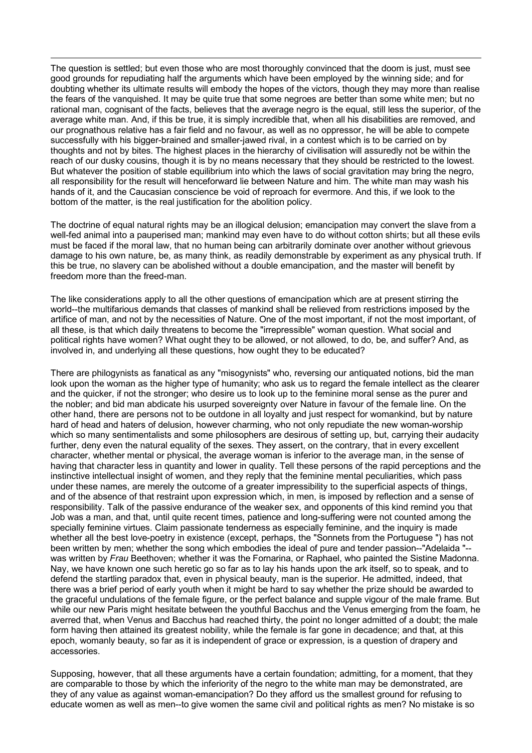The question is settled; but even those who are most thoroughly convinced that the doom is just, must see good grounds for repudiating half the arguments which have been employed by the winning side; and for doubting whether its ultimate results will embody the hopes of the victors, though they may more than realise the fears of the vanquished. It may be quite true that some negroes are better than some white men; but no rational man, cognisant of the facts, believes that the average negro is the equal, still less the superior, of the average white man. And, if this be true, it is simply incredible that, when all his disabilities are removed, and our prognathous relative has a fair field and no favour, as well as no oppressor, he will be able to compete successfully with his bigger-brained and smaller-jawed rival, in a contest which is to be carried on by thoughts and not by bites. The highest places in the hierarchy of civilisation will assuredly not be within the reach of our dusky cousins, though it is by no means necessary that they should be restricted to the lowest. But whatever the position of stable equilibrium into which the laws of social gravitation may bring the negro, all responsibility for the result will henceforward lie between Nature and him. The white man may wash his hands of it, and the Caucasian conscience be void of reproach for evermore. And this, if we look to the bottom of the matter, is the real justification for the abolition policy.

The doctrine of equal natural rights may be an illogical delusion; emancipation may convert the slave from a well-fed animal into a pauperised man; mankind may even have to do without cotton shirts; but all these evils must be faced if the moral law, that no human being can arbitrarily dominate over another without grievous damage to his own nature, be, as many think, as readily demonstrable by experiment as any physical truth. If this be true, no slavery can be abolished without a double emancipation, and the master will benefit by freedom more than the freed-man.

The like considerations apply to all the other questions of emancipation which are at present stirring the world--the multifarious demands that classes of mankind shall be relieved from restrictions imposed by the artifice of man, and not by the necessities of Nature. One of the most important, if not the most important, of all these, is that which daily threatens to become the "irrepressible" woman question. What social and political rights have women? What ought they to be allowed, or not allowed, to do, be, and suffer? And, as involved in, and underlying all these questions, how ought they to be educated?

There are philogynists as fanatical as any "misogynists" who, reversing our antiquated notions, bid the man look upon the woman as the higher type of humanity; who ask us to regard the female intellect as the clearer and the quicker, if not the stronger; who desire us to look up to the feminine moral sense as the purer and the nobler; and bid man abdicate his usurped sovereignty over Nature in favour of the female line. On the other hand, there are persons not to be outdone in all loyalty and just respect for womankind, but by nature hard of head and haters of delusion, however charming, who not only repudiate the new woman-worship which so many sentimentalists and some philosophers are desirous of setting up, but, carrying their audacity further, deny even the natural equality of the sexes. They assert, on the contrary, that in every excellent character, whether mental or physical, the average woman is inferior to the average man, in the sense of having that character less in quantity and lower in quality. Tell these persons of the rapid perceptions and the instinctive intellectual insight of women, and they reply that the feminine mental peculiarities, which pass under these names, are merely the outcome of a greater impressibility to the superficial aspects of things, and of the absence of that restraint upon expression which, in men, is imposed by reflection and a sense of responsibility. Talk of the passive endurance of the weaker sex, and opponents of this kind remind you that Job was a man, and that, until quite recent times, patience and long-suffering were not counted among the specially feminine virtues. Claim passionate tenderness as especially feminine, and the inquiry is made whether all the best love-poetry in existence (except, perhaps, the "Sonnets from the Portuguese ") has not been written by men; whether the song which embodies the ideal of pure and tender passion--"Adelaida "--was written by *Frau* Beethoven; whether it was the Fornarina, or Raphael, who painted the Sistine Madonna. Nay, we have known one such heretic go so far as to lay his hands upon the ark itself, so to speak, and to defend the startling paradox that, even in physical beauty, man is the superior. He admitted, indeed, that there was a brief period of early youth when it might be hard to say whether the prize should be awarded to the graceful undulations of the female figure, or the perfect balance and supple vigour of the male frame. But while our new Paris might hesitate between the youthful Bacchus and the Venus emerging from the foam, he averred that, when Venus and Bacchus had reached thirty, the point no longer admitted of a doubt; the male form having then attained its greatest nobility, while the female is far gone in decadence; and that, at this epoch, womanly beauty, so far as it is independent of grace or expression, is a question of drapery and accessories.

Supposing, however, that all these arguments have a certain foundation; admitting, for a moment, that they are comparable to those by which the inferiority of the negro to the white man may be demonstrated, are they of any value as against woman-emancipation? Do they afford us the smallest ground for refusing to educate women as well as men--to give women the same civil and political rights as men? No mistake is so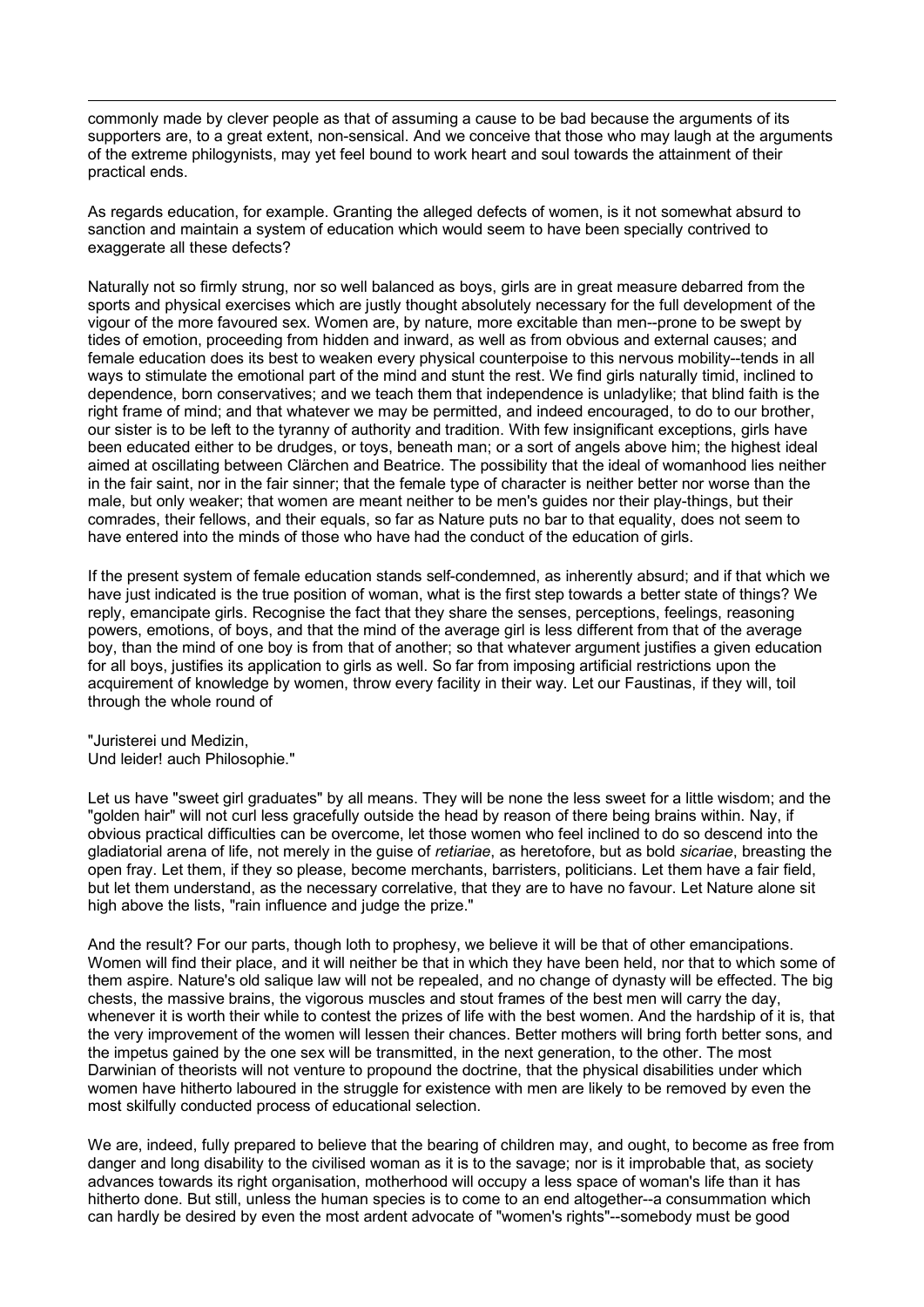commonly made by clever people as that of assuming a cause to be bad because the arguments of its supporters are, to a great extent, non-sensical. And we conceive that those who may laugh at the arguments of the extreme philogynists, may yet feel bound to work heart and soul towards the attainment of their practical ends.

As regards education, for example. Granting the alleged defects of women, is it not somewhat absurd to sanction and maintain a system of education which would seem to have been specially contrived to exaggerate all these defects?

Naturally not so firmly strung, nor so well balanced as boys, girls are in great measure debarred from the sports and physical exercises which are justly thought absolutely necessary for the full development of the vigour of the more favoured sex. Women are, by nature, more excitable than men--prone to be swept by tides of emotion, proceeding from hidden and inward, as well as from obvious and external causes; and female education does its best to weaken every physical counterpoise to this nervous mobility--tends in all ways to stimulate the emotional part of the mind and stunt the rest. We find girls naturally timid, inclined to dependence, born conservatives; and we teach them that independence is unladylike; that blind faith is the right frame of mind; and that whatever we may be permitted, and indeed encouraged, to do to our brother, our sister is to be left to the tyranny of authority and tradition. With few insignificant exceptions, girls have been educated either to be drudges, or toys, beneath man; or a sort of angels above him; the highest ideal aimed at oscillating between Clärchen and Beatrice. The possibility that the ideal of womanhood lies neither in the fair saint, nor in the fair sinner; that the female type of character is neither better nor worse than the male, but only weaker; that women are meant neither to be men's guides nor their play-things, but their comrades, their fellows, and their equals, so far as Nature puts no bar to that equality, does not seem to have entered into the minds of those who have had the conduct of the education of girls.

If the present system of female education stands self-condemned, as inherently absurd; and if that which we have just indicated is the true position of woman, what is the first step towards a better state of things? We reply, emancipate girls. Recognise the fact that they share the senses, perceptions, feelings, reasoning powers, emotions, of boys, and that the mind of the average girl is less different from that of the average boy, than the mind of one boy is from that of another; so that whatever argument justifies a given education for all boys, justifies its application to girls as well. So far from imposing artificial restrictions upon the acquirement of knowledge by women, throw every facility in their way. Let our Faustinas, if they will, toil through the whole round of

"Juristerei und Medizin,
Und leider! auch Philosophie."

Let us have "sweet girl graduates" by all means. They will be none the less sweet for a little wisdom; and the "golden hair" will not curl less gracefully outside the head by reason of there being brains within. Nay, if obvious practical difficulties can be overcome, let those women who feel inclined to do so descend into the gladiatorial arena of life, not merely in the guise of *retiariae*, as heretofore, but as bold *sicariae*, breasting the open fray. Let them, if they so please, become merchants, barristers, politicians. Let them have a fair field, but let them understand, as the necessary correlative, that they are to have no favour. Let Nature alone sit high above the lists, "rain influence and judge the prize."

And the result? For our parts, though loth to prophesy, we believe it will be that of other emancipations. Women will find their place, and it will neither be that in which they have been held, nor that to which some of them aspire. Nature's old salique law will not be repealed, and no change of dynasty will be effected. The big chests, the massive brains, the vigorous muscles and stout frames of the best men will carry the day, whenever it is worth their while to contest the prizes of life with the best women. And the hardship of it is, that the very improvement of the women will lessen their chances. Better mothers will bring forth better sons, and the impetus gained by the one sex will be transmitted, in the next generation, to the other. The most Darwinian of theorists will not venture to propound the doctrine, that the physical disabilities under which women have hitherto laboured in the struggle for existence with men are likely to be removed by even the most skilfully conducted process of educational selection.

We are, indeed, fully prepared to believe that the bearing of children may, and ought, to become as free from danger and long disability to the civilised woman as it is to the savage; nor is it improbable that, as society advances towards its right organisation, motherhood will occupy a less space of woman's life than it has hitherto done. But still, unless the human species is to come to an end altogether--a consummation which can hardly be desired by even the most ardent advocate of "women's rights"--somebody must be good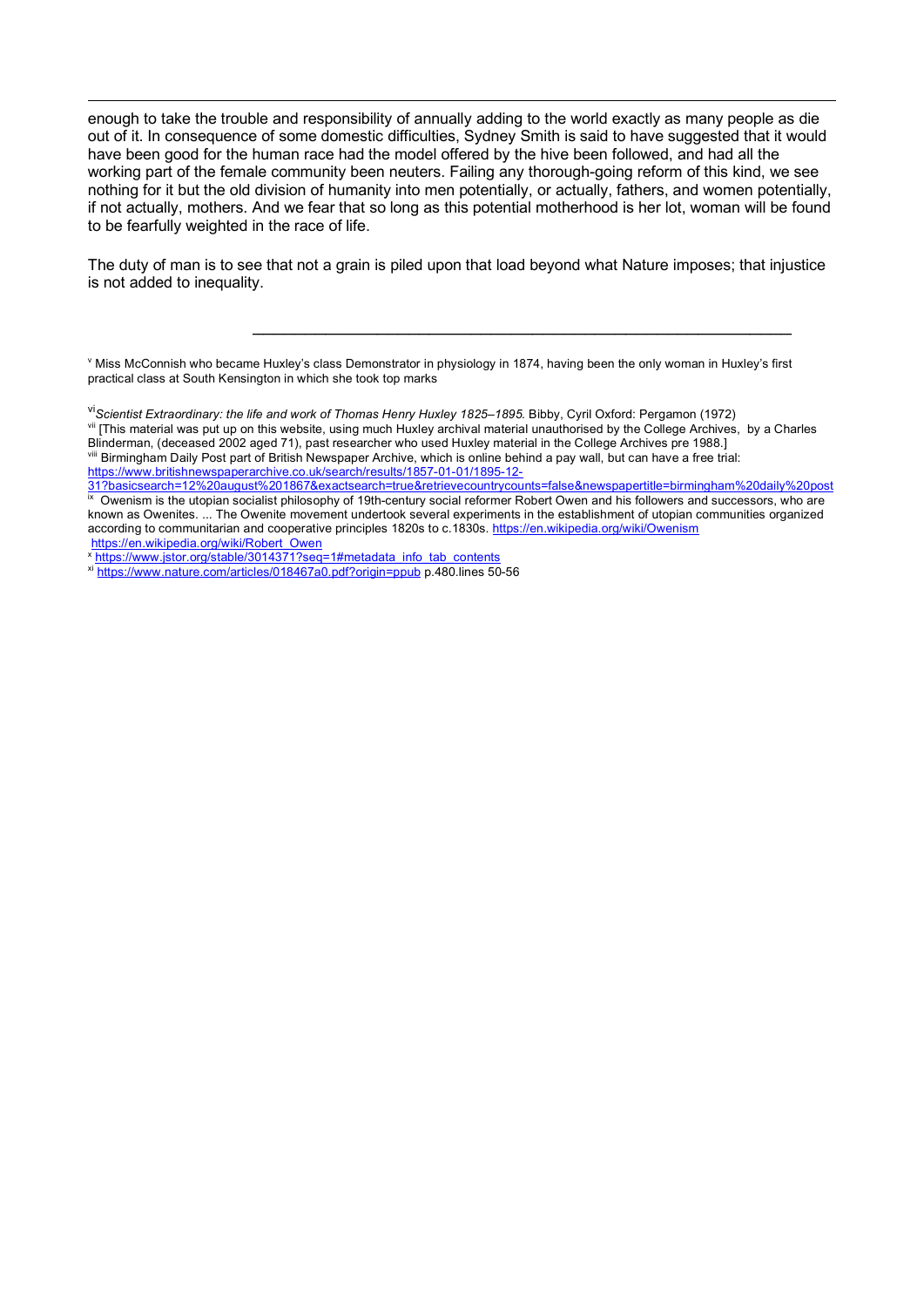enough to take the trouble and responsibility of annually adding to the world exactly as many people as die out of it. In consequence of some domestic difficulties, Sydney Smith is said to have suggested that it would have been good for the human race had the model offered by the hive been followed, and had all the working part of the female community been neuters. Failing any thorough-going reform of this kind, we see nothing for it but the old division of humanity into men potentially, or actually, fathers, and women potentially, if not actually, mothers. And we fear that so long as this potential motherhood is her lot, woman will be found to be fearfully weighted in the race of life.

The duty of man is to see that not a grain is piled upon that load beyond what Nature imposes; that injustice is not added to inequality.

---

[v] Miss McConnish who became Huxley's class Demonstrator in physiology in 1874, having been the only woman in Huxley's first practical class at South Kensington in which she took top marks

[vi] *Scientist Extraordinary: the life and work of Thomas Henry Huxley 1825–1895.* Bibby, Cyril Oxford: Pergamon (1972)

[vii] [This material was put up on this website, using much Huxley archival material unauthorised by the College Archives, by a Charles Blinderman, (deceased 2002 aged 71), past researcher who used Huxley material in the College Archives pre 1988.]

[viii] Birmingham Daily Post part of British Newspaper Archive, which is online behind a pay wall, but can have a free trial: https://www.britishnewspaperarchive.co.uk/search/results/1857-01-01/1895-12-31?basicsearch=12%20august%201867&exactsearch=true&retrievecountrycounts=false&newspapertitle=birmingham%20daily%20post

[ix] Owenism is the utopian socialist philosophy of 19th-century social reformer Robert Owen and his followers and successors, who are known as Owenites. ... The Owenite movement undertook several experiments in the establishment of utopian communities organized according to communitarian and cooperative principles 1820s to c.1830s. https://en.wikipedia.org/wiki/Owenism https://en.wikipedia.org/wiki/Robert_Owen

[x] https://www.jstor.org/stable/3014371?seq=1#metadata_info_tab_contents

[xi] https://www.nature.com/articles/018467a0.pdf?origin=ppub p.480.lines 50-56